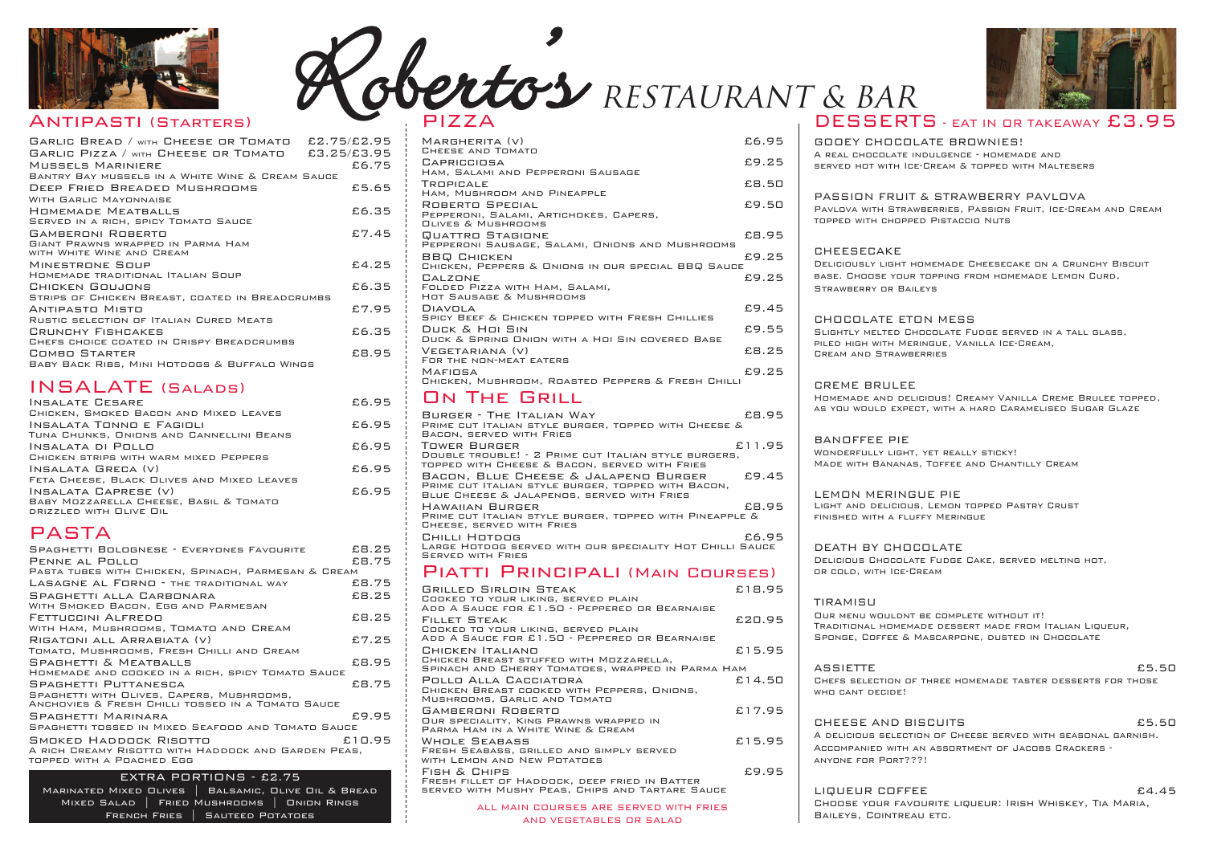# Roberto's RESTAURANT & BAR

## ANTIPASTI (STARTERS)

| Item | Price |
|---|---|
| GARLIC BREAD / WITH CHEESE OR TOMATO | £2.75/£2.95 |
| GARLIC PIZZA / WITH CHEESE OR TOMATO | £3.25/£3.95 |
| MUSSELS MARINIERE<br>BANTRY BAY MUSSELS IN A WHITE WINE & CREAM SAUCE | £6.75 |
| DEEP FRIED BREADED MUSHROOMS<br>WITH GARLIC MAYONNAISE | £5.65 |
| HOMEMADE MEATBALLS<br>SERVED IN A RICH, SPICY TOMATO SAUCE | £6.35 |
| GAMBERONI ROBERTO<br>GIANT PRAWNS WRAPPED IN PARMA HAM WITH WHITE WINE AND CREAM | £7.45 |
| MINESTRONE SOUP<br>HOMEMADE TRADITIONAL ITALIAN SOUP | £4.25 |
| CHICKEN GOUJONS<br>STRIPS OF CHICKEN BREAST, COATED IN BREADCRUMBS | £6.35 |
| ANTIPASTO MISTO<br>RUSTIC SELECTION OF ITALIAN CURED MEATS | £7.95 |
| CRUNCHY FISHCAKES<br>CHEFS CHOICE COATED IN CRISPY BREADCRUMBS | £6.35 |
| COMBO STARTER<br>BABY BACK RIBS, MINI HOTDOGS & BUFFALO WINGS | £8.95 |

## INSALATE (SALADS)

| Item | Price |
|---|---|
| INSALATE CESARE<br>CHICKEN, SMOKED BACON AND MIXED LEAVES | £6.95 |
| INSALATA TONNO E FAGIOLI<br>TUNA CHUNKS, ONIONS AND CANNELLINI BEANS | £6.95 |
| INSALATA DI POLLO<br>CHICKEN STRIPS WITH WARM MIXED PEPPERS | £6.95 |
| INSALATA GRECA (V)<br>FETA CHEESE, BLACK OLIVES AND MIXED LEAVES | £6.95 |
| INSALATA CAPRESE (V)<br>BABY MOZZARELLA CHEESE, BASIL & TOMATO DRIZZLED WITH OLIVE OIL | £6.95 |

## PASTA

| Item | Price |
|---|---|
| SPAGHETTI BOLOGNESE - EVERYONES FAVOURITE | £8.25 |
| PENNE AL POLLO<br>PASTA TUBES WITH CHICKEN, SPINACH, PARMESAN & CREAM | £8.75 |
| LASAGNE AL FORNO - THE TRADITIONAL WAY | £8.75 |
| SPAGHETTI ALLA CARBONARA<br>WITH SMOKED BACON, EGG AND PARMESAN | £8.25 |
| FETTUCCINI ALFREDO<br>WITH HAM, MUSHROOMS, TOMATO AND CREAM | £8.25 |
| RIGATONI ALL ARRABIATA (V)<br>TOMATO, MUSHROOMS, FRESH CHILLI AND CREAM | £7.25 |
| SPAGHETTI & MEATBALLS<br>HOMEMADE AND COOKED IN A RICH, SPICY TOMATO SAUCE | £8.95 |
| SPAGHETTI PUTTANESCA<br>SPAGHETTI WITH OLIVES, CAPERS, MUSHROOMS, ANCHOVIES & FRESH CHILLI TOSSED IN A TOMATO SAUCE | £8.75 |
| SPAGHETTI MARINARA<br>SPAGHETTI TOSSED IN MIXED SEAFOOD AND TOMATO SAUCE | £9.95 |
| SMOKED HADDOCK RISOTTO<br>A RICH CREAMY RISOTTO WITH HADDOCK AND GARDEN PEAS, TOPPED WITH A POACHED EGG | £10.95 |

### EXTRA PORTIONS - £2.75

MARINATED MIXED OLIVES | BALSAMIC, OLIVE OIL & BREAD
MIXED SALAD | FRIED MUSHROOMS | ONION RINGS
FRENCH FRIES | SAUTEED POTATOES

## PIZZA

| Item | Price |
|---|---|
| MARGHERITA (V)<br>CHEESE AND TOMATO | £6.95 |
| CAPRICCIOSA<br>HAM, SALAMI AND PEPPERONI SAUSAGE | £9.25 |
| TROPICALE<br>HAM, MUSHROOM AND PINEAPPLE | £8.50 |
| ROBERTO SPECIAL<br>PEPPERONI, SALAMI, ARTICHOKES, CAPERS, OLIVES & MUSHROOMS | £9.50 |
| QUATTRO STAGIONE<br>PEPPERONI SAUSAGE, SALAMI, ONIONS AND MUSHROOMS | £8.95 |
| BBQ CHICKEN<br>CHICKEN, PEPPERS & ONIONS IN OUR SPECIAL BBQ SAUCE | £9.25 |
| CALZONE<br>FOLDED PIZZA WITH HAM, SALAMI, HOT SAUSAGE & MUSHROOMS | £9.25 |
| DIAVOLA<br>SPICY BEEF & CHICKEN TOPPED WITH FRESH CHILLIES | £9.45 |
| DUCK & HOI SIN<br>DUCK & SPRING ONION WITH A HOI SIN COVERED BASE | £9.55 |
| VEGETARIANA (V)<br>FOR THE NON-MEAT EATERS | £8.25 |
| MAFIOSA<br>CHICKEN, MUSHROOM, ROASTED PEPPERS & FRESH CHILLI | £9.25 |

## ON THE GRILL

| Item | Price |
|---|---|
| BURGER - THE ITALIAN WAY<br>PRIME CUT ITALIAN STYLE BURGER, TOPPED WITH CHEESE & BACON, SERVED WITH FRIES | £8.95 |
| TOWER BURGER<br>DOUBLE TROUBLE! - 2 PRIME CUT ITALIAN STYLE BURGERS, TOPPED WITH CHEESE & BACON, SERVED WITH FRIES | £11.95 |
| BACON, BLUE CHEESE & JALAPENO BURGER<br>PRIME CUT ITALIAN STYLE BURGER, TOPPED WITH BACON, BLUE CHEESE & JALAPENOS, SERVED WITH FRIES | £9.45 |
| HAWAIIAN BURGER<br>PRIME CUT ITALIAN STYLE BURGER, TOPPED WITH PINEAPPLE & CHEESE, SERVED WITH FRIES | £8.95 |
| CHILLI HOTDOG<br>LARGE HOTDOG SERVED WITH OUR SPECIALITY HOT CHILLI SAUCE SERVED WITH FRIES | £6.95 |

## PIATTI PRINCIPALI (MAIN COURSES)

| Item | Price |
|---|---|
| GRILLED SIRLOIN STEAK<br>COOKED TO YOUR LIKING, SERVED PLAIN<br>ADD A SAUCE FOR £1.50 - PEPPERED OR BEARNAISE | £18.95 |
| FILLET STEAK<br>COOKED TO YOUR LIKING, SERVED PLAIN<br>ADD A SAUCE FOR £1.50 - PEPPERED OR BEARNAISE | £20.95 |
| CHICKEN ITALIANO<br>CHICKEN BREAST STUFFED WITH MOZZARELLA, SPINACH AND CHERRY TOMATOES, WRAPPED IN PARMA HAM | £15.95 |
| POLLO ALLA CACCIATORA<br>CHICKEN BREAST COOKED WITH PEPPERS, ONIONS, MUSHROOMS, GARLIC AND TOMATO | £14.50 |
| GAMBERONI ROBERTO<br>OUR SPECIALITY, KING PRAWNS WRAPPED IN PARMA HAM IN A WHITE WINE & CREAM | £17.95 |
| WHOLE SEABASS<br>FRESH SEABASS, GRILLED AND SIMPLY SERVED WITH LEMON AND NEW POTATOES | £15.95 |
| FISH & CHIPS<br>FRESH FILLET OF HADDOCK, DEEP FRIED IN BATTER SERVED WITH MUSHY PEAS, CHIPS AND TARTARE SAUCE | £9.95 |

ALL MAIN COURSES ARE SERVED WITH FRIES AND VEGETABLES OR SALAD

## DESSERTS - EAT IN OR TAKEAWAY £3.95

**GOOEY CHOCOLATE BROWNIES!**
A REAL CHOCOLATE INDULGENCE - HOMEMADE AND SERVED HOT WITH ICE-CREAM & TOPPED WITH MALTESERS

**PASSION FRUIT & STRAWBERRY PAVLOVA**
PAVLOVA WITH STRAWBERRIES, PASSION FRUIT, ICE-CREAM AND CREAM TOPPED WITH CHOPPED PISTACCIO NUTS

**CHEESECAKE**
DELICIOUSLY LIGHT HOMEMADE CHEESECAKE ON A CRUNCHY BISCUIT BASE. CHOOSE YOUR TOPPING FROM HOMEMADE LEMON CURD, STRAWBERRY OR BAILEYS

**CHOCOLATE ETON MESS**
SLIGHTLY MELTED CHOCOLATE FUDGE SERVED IN A TALL GLASS, PILED HIGH WITH MERINGUE, VANILLA ICE-CREAM, CREAM AND STRAWBERRIES

**CREME BRULEE**
HOMEMADE AND DELICIOUS! CREAMY VANILLA CREME BRULEE TOPPED, AS YOU WOULD EXPECT, WITH A HARD CARAMELISED SUGAR GLAZE

**BANOFFEE PIE**
WONDERFULLY LIGHT, YET REALLY STICKY! MADE WITH BANANAS, TOFFEE AND CHANTILLY CREAM

**LEMON MERINGUE PIE**
LIGHT AND DELICIOUS, LEMON TOPPED PASTRY CRUST FINISHED WITH A FLUFFY MERINGUE

**DEATH BY CHOCOLATE**
DELICIOUS CHOCOLATE FUDGE CAKE, SERVED MELTING HOT, OR COLD, WITH ICE-CREAM

**TIRAMISU**
OUR MENU WOULDNT BE COMPLETE WITHOUT IT! TRADITIONAL HOMEMADE DESSERT MADE FROM ITALIAN LIQUEUR, SPONGE, COFFEE & MASCARPONE, DUSTED IN CHOCOLATE

**ASSIETTE** — £5.50
CHEFS SELECTION OF THREE HOMEMADE TASTER DESSERTS FOR THOSE WHO CANT DECIDE!

**CHEESE AND BISCUITS** — £5.50
A DELICIOUS SELECTION OF CHEESE SERVED WITH SEASONAL GARNISH. ACCOMPANIED WITH AN ASSORTMENT OF JACOBS CRACKERS - ANYONE FOR PORT???!

**LIQUEUR COFFEE** — £4.45
CHOOSE YOUR FAVOURITE LIQUEUR: IRISH WHISKEY, TIA MARIA, BAILEYS, COINTREAU ETC.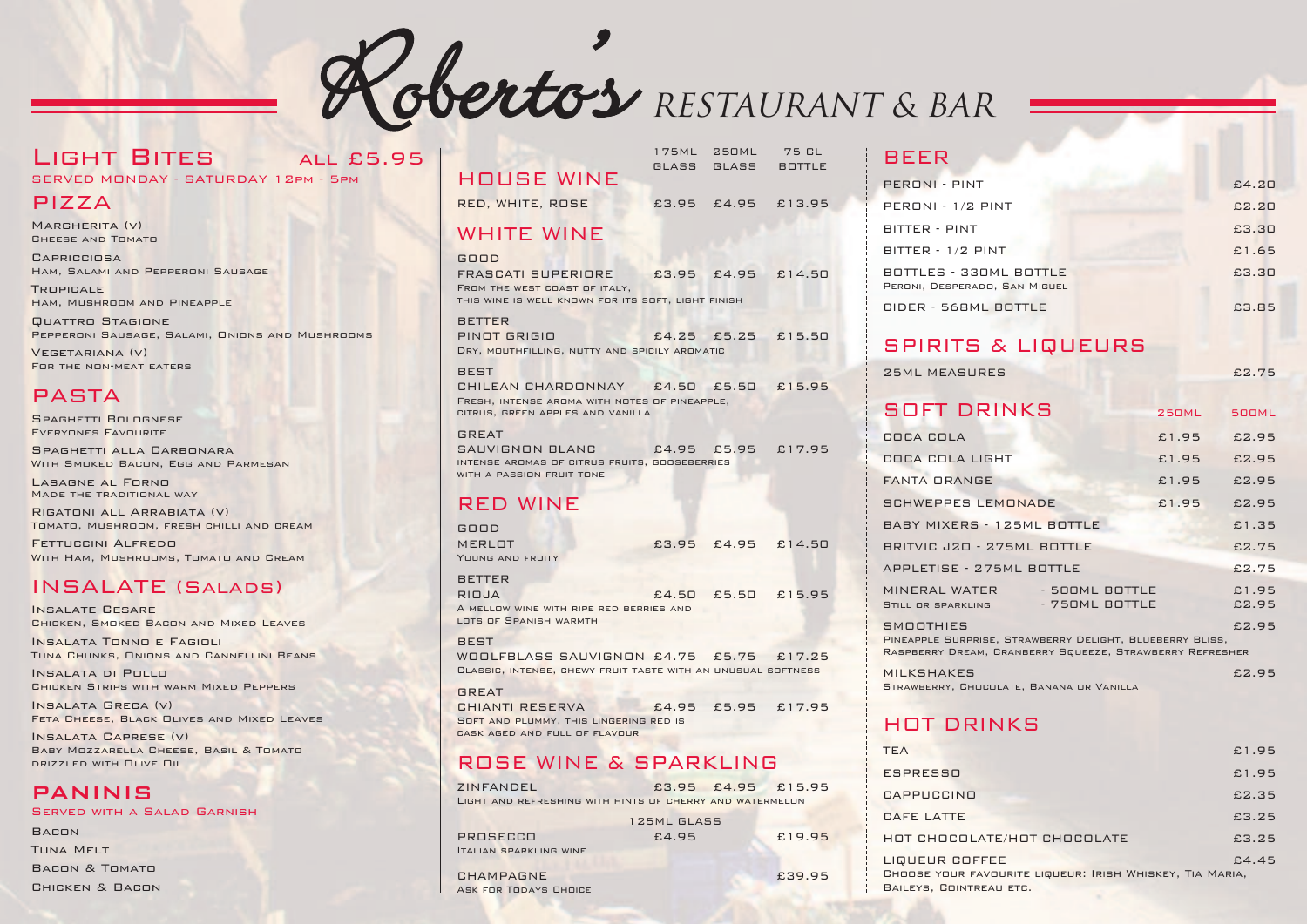# Roberto's RESTAURANT & BAR

## LIGHT BITES — ALL £5.95

SERVED MONDAY - SATURDAY 12PM - 5PM

### PIZZA

MARGHERITA (V)
Cheese and Tomato

CAPRICCIOSA
Ham, Salami and Pepperoni Sausage

TROPICALE
Ham, Mushroom and Pineapple

QUATTRO STAGIONE
Pepperoni Sausage, Salami, Onions and Mushrooms

VEGETARIANA (V)
For the non-meat eaters

### PASTA

SPAGHETTI BOLOGNESE
Everyones Favourite

SPAGHETTI ALLA CARBONARA
With Smoked Bacon, Egg and Parmesan

LASAGNE AL FORNO
Made the traditional way

RIGATONI ALL ARRABIATA (V)
Tomato, Mushroom, fresh Chilli and Cream

FETTUCCINI ALFREDO
With Ham, Mushrooms, Tomato and Cream

### INSALATE (SALADS)

INSALATE CESARE
Chicken, Smoked Bacon and Mixed Leaves

INSALATA TONNO E FAGIOLI
Tuna Chunks, Onions and Cannellini Beans

INSALATA DI POLLO
Chicken Strips with warm Mixed Peppers

INSALATA GRECA (V)
Feta Cheese, Black Olives and Mixed Leaves

INSALATA CAPRESE (V)
Baby Mozzarella Cheese, Basil & Tomato drizzled with Olive Oil

### PANINIS

Served with a Salad Garnish

BACON

TUNA MELT

BACON & TOMATO

CHICKEN & BACON

## HOUSE WINE

| | 175ML GLASS | 250ML GLASS | 75 CL BOTTLE |
|---|---|---|---|
| RED, WHITE, ROSE | £3.95 | £4.95 | £13.95 |

## WHITE WINE

| | 175ML GLASS | 250ML GLASS | 75 CL BOTTLE |
|---|---|---|---|
| GOOD<br>FRASCATI SUPERIORE<br>From the west coast of Italy, this wine is well known for its soft, light finish | £3.95 | £4.95 | £14.50 |
| BETTER<br>PINOT GRIGIO<br>Dry, mouthfilling, nutty and spicily aromatic | £4.25 | £5.25 | £15.50 |
| BEST<br>CHILEAN CHARDONNAY<br>Fresh, intense aroma with notes of pineapple, citrus, green apples and vanilla | £4.50 | £5.50 | £15.95 |
| GREAT<br>SAUVIGNON BLANC<br>Intense aromas of citrus fruits, gooseberries with a passion fruit tone | £4.95 | £5.95 | £17.95 |

## RED WINE

| | 175ML GLASS | 250ML GLASS | 75 CL BOTTLE |
|---|---|---|---|
| GOOD<br>MERLOT<br>Young and fruity | £3.95 | £4.95 | £14.50 |
| BETTER<br>RIOJA<br>A mellow wine with ripe red berries and lots of Spanish warmth | £4.50 | £5.50 | £15.95 |
| BEST<br>WOOLFBLASS SAUVIGNON<br>Classic, intense, chewy fruit taste with an unusual softness | £4.75 | £5.75 | £17.25 |
| GREAT<br>CHIANTI RESERVA<br>Soft and plummy, this lingering red is cask aged and full of flavour | £4.95 | £5.95 | £17.95 |

## ROSE WINE & SPARKLING

| | 175ML GLASS | 250ML GLASS | 75 CL BOTTLE |
|---|---|---|---|
| ZINFANDEL<br>Light and refreshing with hints of cherry and watermelon | £3.95 | £4.95 | £15.95 |

| | 125ML GLASS | BOTTLE |
|---|---|---|
| PROSECCO<br>Italian sparkling wine | £4.95 | £19.95 |
| CHAMPAGNE<br>Ask for todays choice | | £39.95 |

## BEER

| | |
|---|---|
| PERONI - PINT | £4.20 |
| PERONI - 1/2 PINT | £2.20 |
| BITTER - PINT | £3.30 |
| BITTER - 1/2 PINT | £1.65 |
| BOTTLES - 330ML BOTTLE<br>Peroni, Desperado, San Miguel | £3.30 |
| CIDER - 568ML BOTTLE | £3.85 |

## SPIRITS & LIQUEURS

| | |
|---|---|
| 25ML MEASURES | £2.75 |

## SOFT DRINKS

| | 250ML | 500ML |
|---|---|---|
| COCA COLA | £1.95 | £2.95 |
| COCA COLA LIGHT | £1.95 | £2.95 |
| FANTA ORANGE | £1.95 | £2.95 |
| SCHWEPPES LEMONADE | £1.95 | £2.95 |
| BABY MIXERS - 125ML BOTTLE | | £1.35 |
| BRITVIC J2O - 275ML BOTTLE | | £2.75 |
| APPLETISE - 275ML BOTTLE | | £2.75 |
| MINERAL WATER (Still or Sparkling) - 500ML BOTTLE | | £1.95 |
| MINERAL WATER (Still or Sparkling) - 750ML BOTTLE | | £2.95 |
| SMOOTHIES<br>Pineapple Surprise, Strawberry Delight, Blueberry Bliss, Raspberry Dream, Cranberry Squeeze, Strawberry Refresher | | £2.95 |
| MILKSHAKES<br>Strawberry, Chocolate, Banana or Vanilla | | £2.95 |

## HOT DRINKS

| | |
|---|---|
| TEA | £1.95 |
| ESPRESSO | £1.95 |
| CAPPUCCINO | £2.35 |
| CAFE LATTE | £3.25 |
| HOT CHOCOLATE/HOT CHOCOLATE | £3.25 |
| LIQUEUR COFFEE<br>Choose your favourite liqueur: Irish Whiskey, Tia Maria, Baileys, Cointreau etc. | £4.45 |